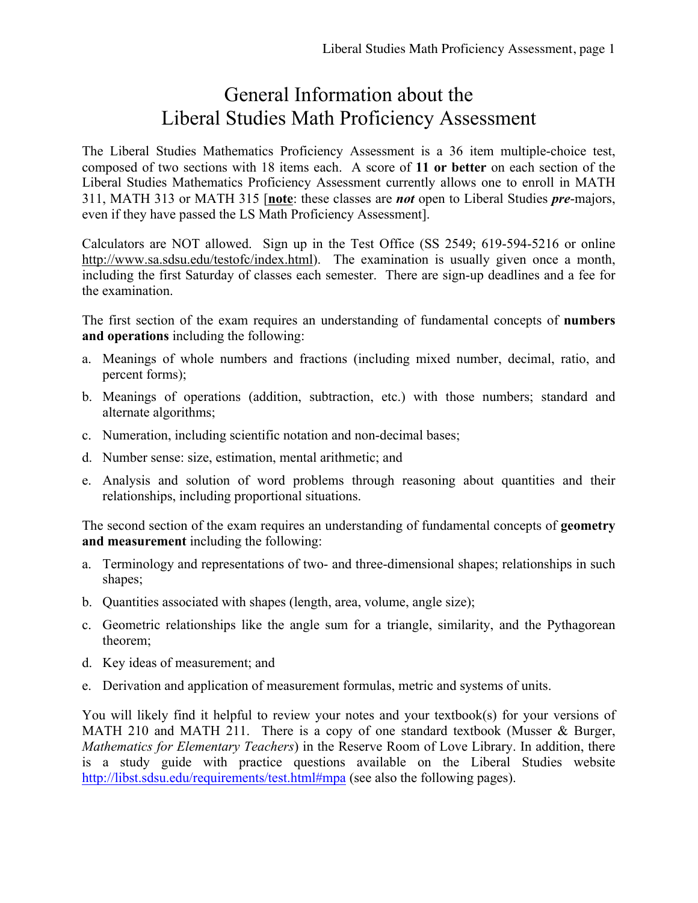# General Information about the Liberal Studies Math Proficiency Assessment

The Liberal Studies Mathematics Proficiency Assessment is a 36 item multiple-choice test, composed of two sections with 18 items each. A score of **11 or better** on each section of the Liberal Studies Mathematics Proficiency Assessment currently allows one to enroll in MATH 311, MATH 313 or MATH 315 [**note**: these classes are ***not*** open to Liberal Studies ***pre***-majors, even if they have passed the LS Math Proficiency Assessment].

Calculators are NOT allowed. Sign up in the Test Office (SS 2549; 619-594-5216 or online http://www.sa.sdsu.edu/testofc/index.html). The examination is usually given once a month, including the first Saturday of classes each semester. There are sign-up deadlines and a fee for the examination.

The first section of the exam requires an understanding of fundamental concepts of **numbers and operations** including the following:

a. Meanings of whole numbers and fractions (including mixed number, decimal, ratio, and percent forms);

b. Meanings of operations (addition, subtraction, etc.) with those numbers; standard and alternate algorithms;

c. Numeration, including scientific notation and non-decimal bases;

d. Number sense: size, estimation, mental arithmetic; and

e. Analysis and solution of word problems through reasoning about quantities and their relationships, including proportional situations.

The second section of the exam requires an understanding of fundamental concepts of **geometry and measurement** including the following:

a. Terminology and representations of two- and three-dimensional shapes; relationships in such shapes;

b. Quantities associated with shapes (length, area, volume, angle size);

c. Geometric relationships like the angle sum for a triangle, similarity, and the Pythagorean theorem;

d. Key ideas of measurement; and

e. Derivation and application of measurement formulas, metric and systems of units.

You will likely find it helpful to review your notes and your textbook(s) for your versions of MATH 210 and MATH 211. There is a copy of one standard textbook (Musser & Burger, *Mathematics for Elementary Teachers*) in the Reserve Room of Love Library. In addition, there is a study guide with practice questions available on the Liberal Studies website http://libst.sdsu.edu/requirements/test.html#mpa (see also the following pages).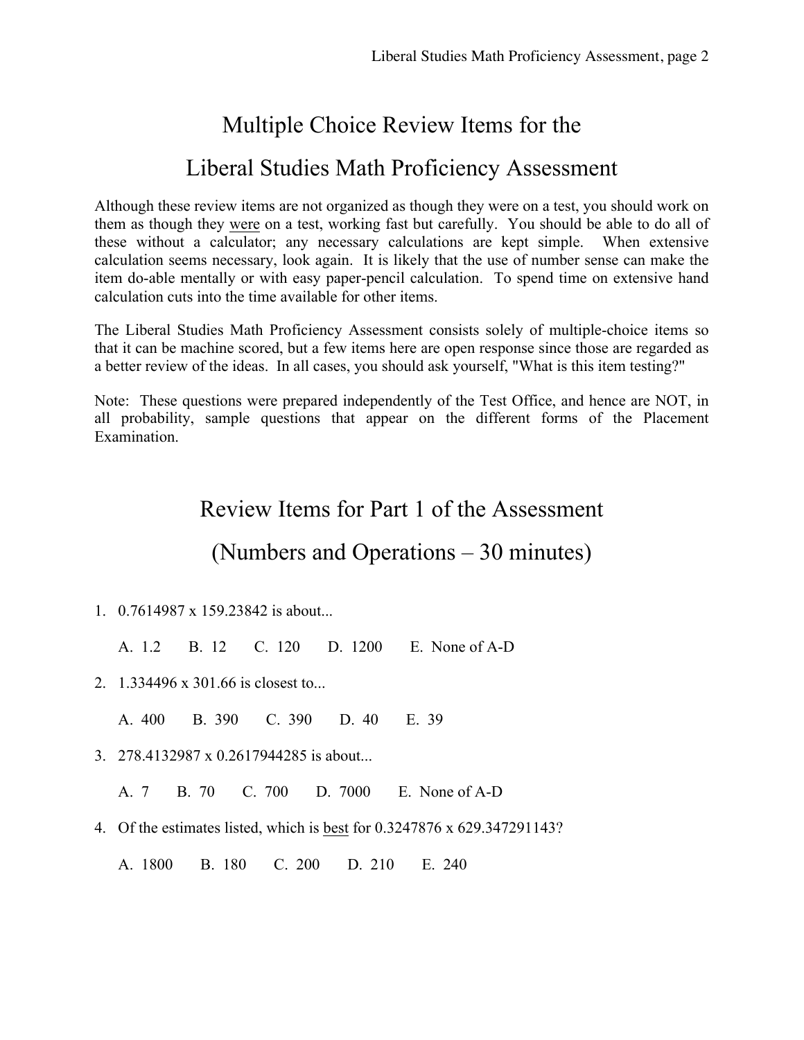# Multiple Choice Review Items for the Liberal Studies Math Proficiency Assessment

Although these review items are not organized as though they were on a test, you should work on them as though they were on a test, working fast but carefully. You should be able to do all of these without a calculator; any necessary calculations are kept simple. When extensive calculation seems necessary, look again. It is likely that the use of number sense can make the item do-able mentally or with easy paper-pencil calculation. To spend time on extensive hand calculation cuts into the time available for other items.

The Liberal Studies Math Proficiency Assessment consists solely of multiple-choice items so that it can be machine scored, but a few items here are open response since those are regarded as a better review of the ideas. In all cases, you should ask yourself, "What is this item testing?"

Note: These questions were prepared independently of the Test Office, and hence are NOT, in all probability, sample questions that appear on the different forms of the Placement Examination.

## Review Items for Part 1 of the Assessment (Numbers and Operations – 30 minutes)

1. 0.7614987 x 159.23842 is about...

   A. 1.2 B. 12 C. 120 D. 1200 E. None of A-D

2. 1.334496 x 301.66 is closest to...

   A. 400 B. 390 C. 390 D. 40 E. 39

3. 278.4132987 x 0.2617944285 is about...

   A. 7 B. 70 C. 700 D. 7000 E. None of A-D

4. Of the estimates listed, which is <u>best</u> for 0.3247876 x 629.347291143?

   A. 1800 B. 180 C. 200 D. 210 E. 240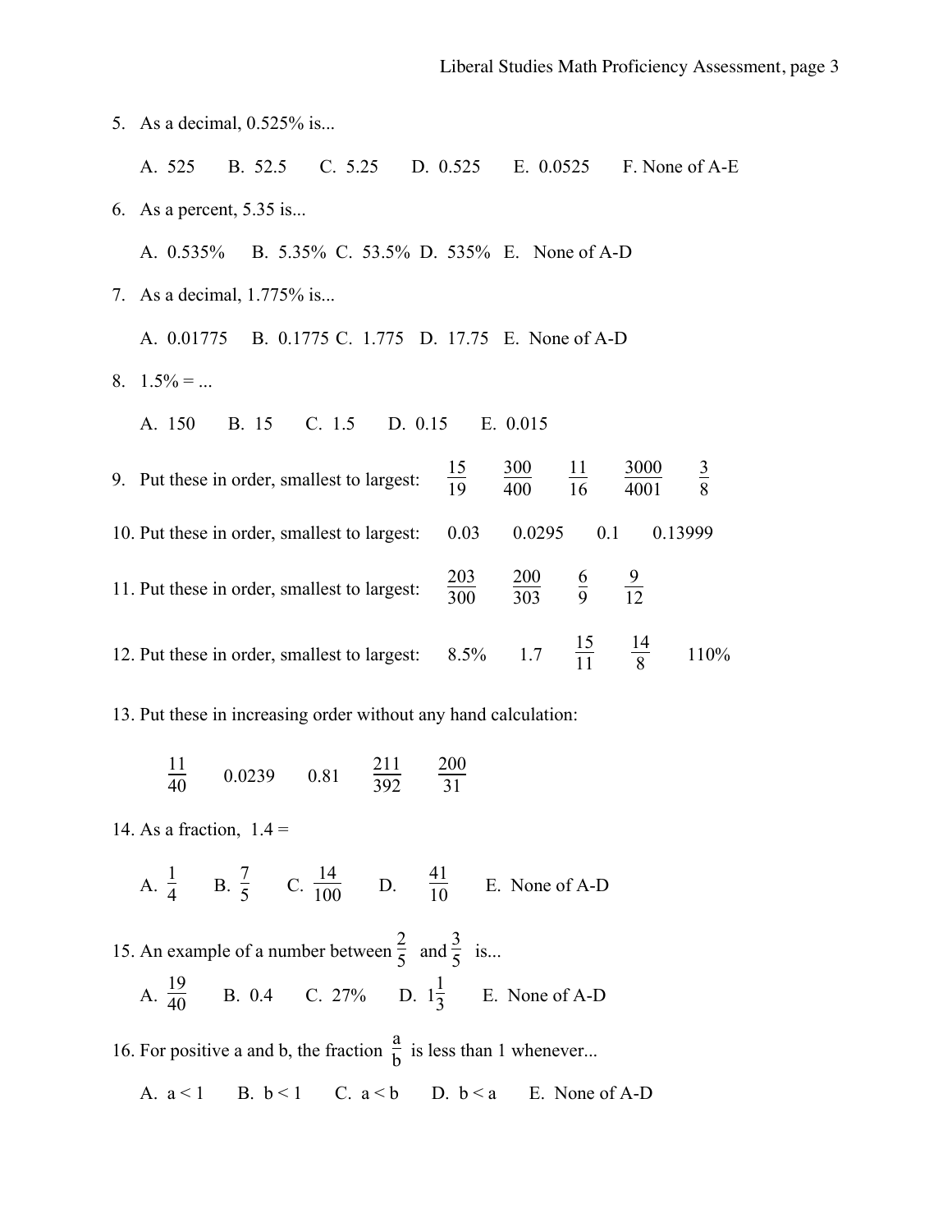5. As a decimal, 0.525% is...

   A. 525  B. 52.5  C. 5.25  D. 0.525  E. 0.0525  F. None of A-E

6. As a percent, 5.35 is...

   A. 0.535%  B. 5.35%  C. 53.5%  D. 535%  E. None of A-D

7. As a decimal, 1.775% is...

   A. 0.01775  B. 0.1775  C. 1.775  D. 17.75  E. None of A-D

8. 1.5% = ...

   A. 150  B. 15  C. 1.5  D. 0.15  E. 0.015

9. Put these in order, smallest to largest: $\frac{15}{19}$  $\frac{300}{400}$  $\frac{11}{16}$  $\frac{3000}{4001}$  $\frac{3}{8}$

10. Put these in order, smallest to largest: 0.03  0.0295  0.1  0.13999

11. Put these in order, smallest to largest: $\frac{203}{300}$  $\frac{200}{303}$  $\frac{6}{9}$  $\frac{9}{12}$

12. Put these in order, smallest to largest: 8.5%  1.7  $\frac{15}{11}$  $\frac{14}{8}$  110%

13. Put these in increasing order without any hand calculation:

    $\frac{11}{40}$  0.0239  0.81  $\frac{211}{392}$  $\frac{200}{31}$

14. As a fraction, 1.4 =

    A. $\frac{1}{4}$  B. $\frac{7}{5}$  C. $\frac{14}{100}$  D. $\frac{41}{10}$  E. None of A-D

15. An example of a number between $\frac{2}{5}$ and $\frac{3}{5}$ is...

    A. $\frac{19}{40}$  B. 0.4  C. 27%  D. $1\frac{1}{3}$  E. None of A-D

16. For positive a and b, the fraction $\frac{a}{b}$ is less than 1 whenever...

    A. $a < 1$  B. $b < 1$  C. $a < b$  D. $b < a$  E. None of A-D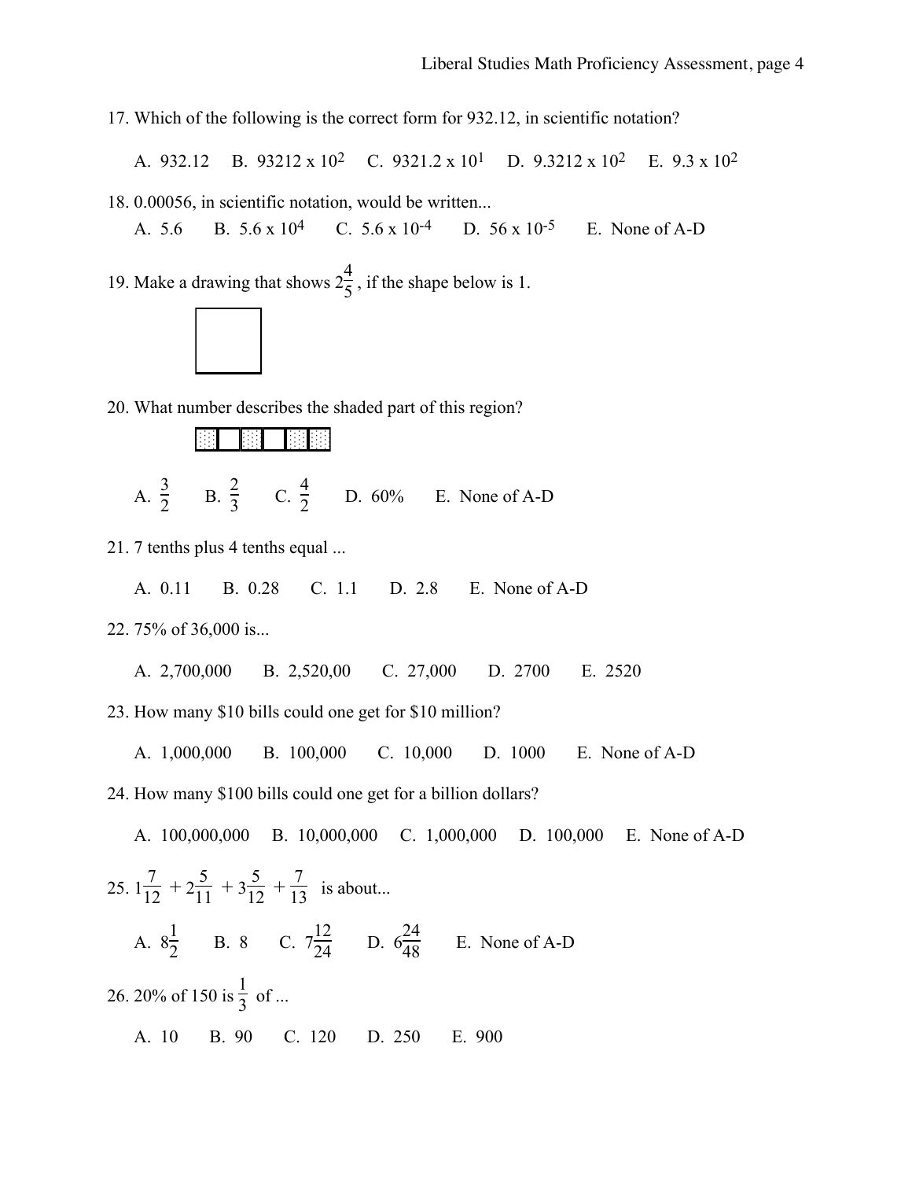17. Which of the following is the correct form for 932.12, in scientific notation?

A. 932.12  B. $93212 \times 10^2$  C. $9321.2 \times 10^1$  D. $9.3212 \times 10^2$  E. $9.3 \times 10^2$

18. 0.00056, in scientific notation, would be written...

A. 5.6  B. $5.6 \times 10^4$  C. $5.6 \times 10^{-4}$  D. $56 \times 10^{-5}$  E. None of A-D

19. Make a drawing that shows $2\frac{4}{5}$, if the shape below is 1.

20. What number describes the shaded part of this region?

A. $\frac{3}{2}$  B. $\frac{2}{3}$  C. $\frac{4}{2}$  D. 60%  E. None of A-D

21. 7 tenths plus 4 tenths equal ...

A. 0.11  B. 0.28  C. 1.1  D. 2.8  E. None of A-D

22. 75% of 36,000 is...

A. 2,700,000  B. 2,520,00  C. 27,000  D. 2700  E. 2520

23. How many $10 bills could one get for $10 million?

A. 1,000,000  B. 100,000  C. 10,000  D. 1000  E. None of A-D

24. How many $100 bills could one get for a billion dollars?

A. 100,000,000  B. 10,000,000  C. 1,000,000  D. 100,000  E. None of A-D

25. $1\frac{7}{12} + 2\frac{5}{11} + 3\frac{5}{12} + \frac{7}{13}$ is about...

A. $8\frac{1}{2}$  B. 8  C. $7\frac{12}{24}$  D. $6\frac{24}{48}$  E. None of A-D

26. 20% of 150 is $\frac{1}{3}$ of ...

A. 10  B. 90  C. 120  D. 250  E. 900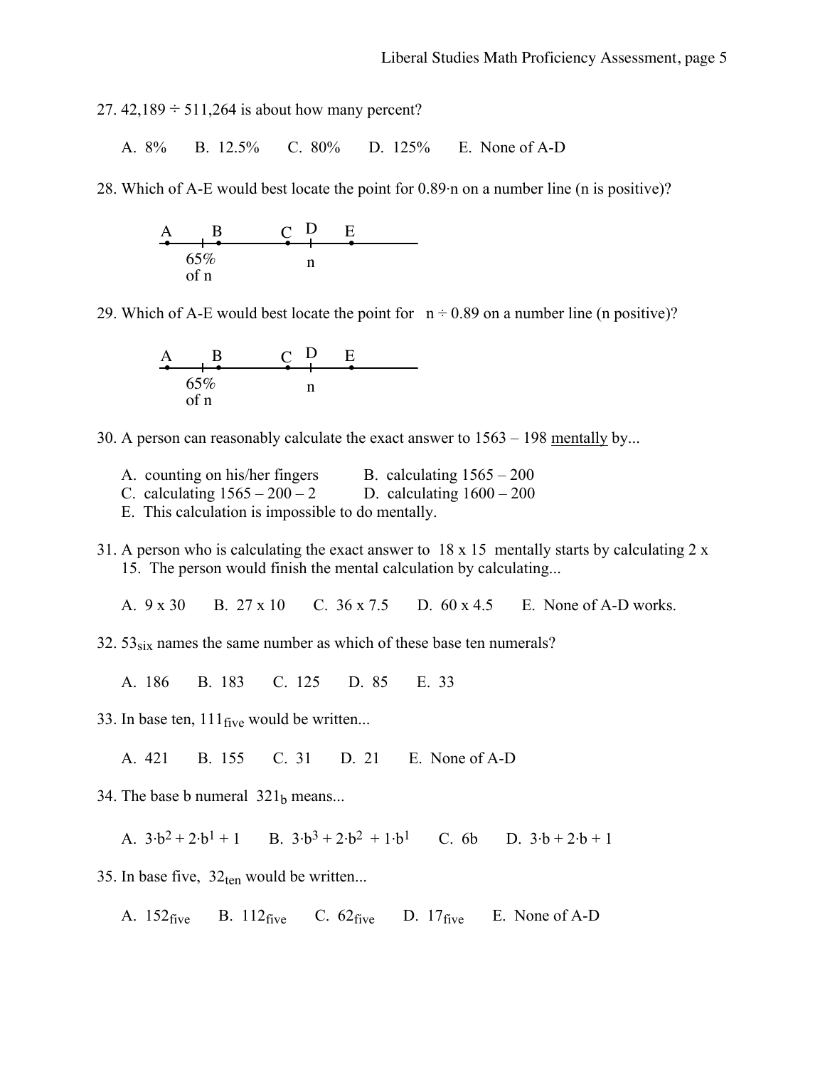27. 42,189 ÷ 511,264 is about how many percent?

A. 8%  B. 12.5%  C. 80%  D. 125%  E. None of A-D

28. Which of A-E would best locate the point for 0.89·n on a number line (n is positive)?

A  B  C  D  E

65% of n  n

29. Which of A-E would best locate the point for n ÷ 0.89 on a number line (n positive)?

A  B  C  D  E

65% of n  n

30. A person can reasonably calculate the exact answer to 1563 – 198 <u>mentally</u> by...

A. counting on his/her fingers
B. calculating 1565 – 200
C. calculating 1565 – 200 – 2
D. calculating 1600 – 200
E. This calculation is impossible to do mentally.

31. A person who is calculating the exact answer to 18 x 15 mentally starts by calculating 2 x 15. The person would finish the mental calculation by calculating...

A. 9 x 30  B. 27 x 10  C. 36 x 7.5  D. 60 x 4.5  E. None of A-D works.

32. $53_{six}$ names the same number as which of these base ten numerals?

A. 186  B. 183  C. 125  D. 85  E. 33

33. In base ten, $111_{five}$ would be written...

A. 421  B. 155  C. 31  D. 21  E. None of A-D

34. The base b numeral $321_b$ means...

A. $3 \cdot b^2 + 2 \cdot b^1 + 1$  B. $3 \cdot b^3 + 2 \cdot b^2 + 1 \cdot b^1$  C. 6b  D. $3 \cdot b + 2 \cdot b + 1$

35. In base five, $32_{ten}$ would be written...

A. $152_{five}$  B. $112_{five}$  C. $62_{five}$  D. $17_{five}$  E. None of A-D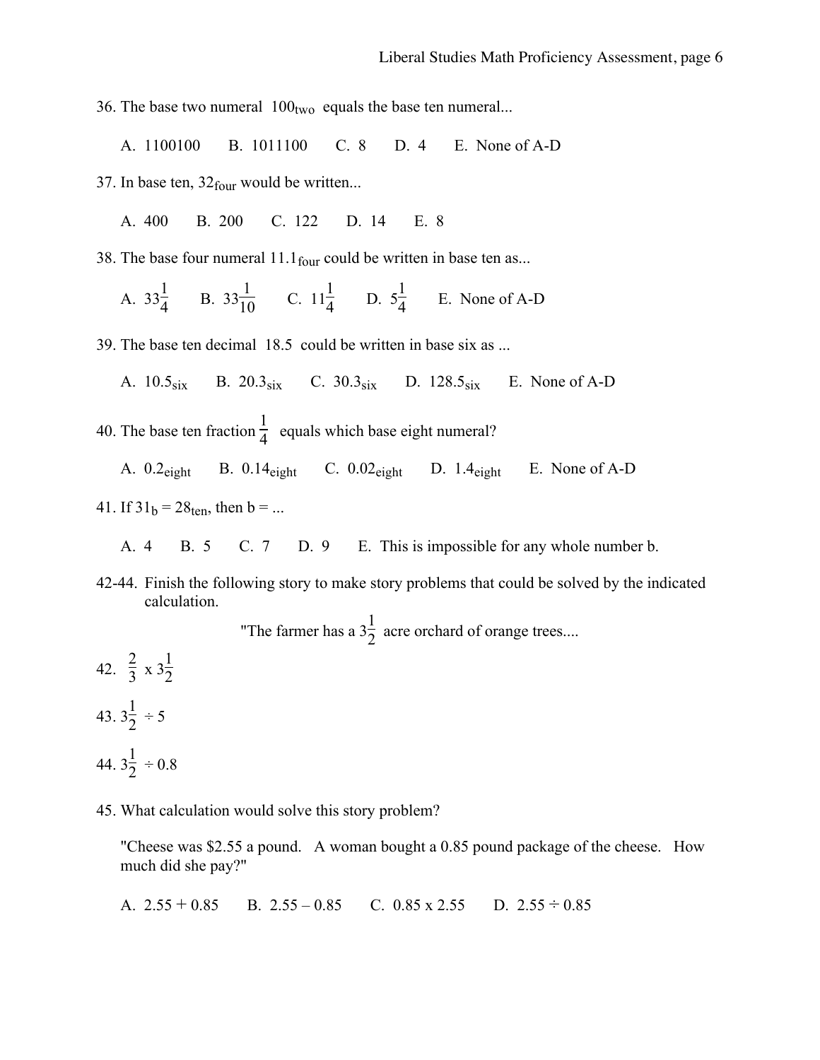36. The base two numeral $100_{two}$ equals the base ten numeral...

A. 1100100  B. 1011100  C. 8  D. 4  E. None of A-D

37. In base ten, $32_{four}$ would be written...

A. 400  B. 200  C. 122  D. 14  E. 8

38. The base four numeral $11.1_{four}$ could be written in base ten as...

A. $33\frac{1}{4}$  B. $33\frac{1}{10}$  C. $11\frac{1}{4}$  D. $5\frac{1}{4}$  E. None of A-D

39. The base ten decimal 18.5 could be written in base six as ...

A. $10.5_{six}$  B. $20.3_{six}$  C. $30.3_{six}$  D. $128.5_{six}$  E. None of A-D

40. The base ten fraction $\frac{1}{4}$ equals which base eight numeral?

A. $0.2_{eight}$  B. $0.14_{eight}$  C. $0.02_{eight}$  D. $1.4_{eight}$  E. None of A-D

41. If $31_b = 28_{ten}$, then b = ...

A. 4  B. 5  C. 7  D. 9  E. This is impossible for any whole number b.

42-44. Finish the following story to make story problems that could be solved by the indicated calculation.

"The farmer has a $3\frac{1}{2}$ acre orchard of orange trees....

42. $\frac{2}{3} \times 3\frac{1}{2}$

43. $3\frac{1}{2} \div 5$

44. $3\frac{1}{2} \div 0.8$

45. What calculation would solve this story problem?

"Cheese was \$2.55 a pound. A woman bought a 0.85 pound package of the cheese. How much did she pay?"

A. 2.55 + 0.85  B. 2.55 – 0.85  C. 0.85 x 2.55  D. 2.55 ÷ 0.85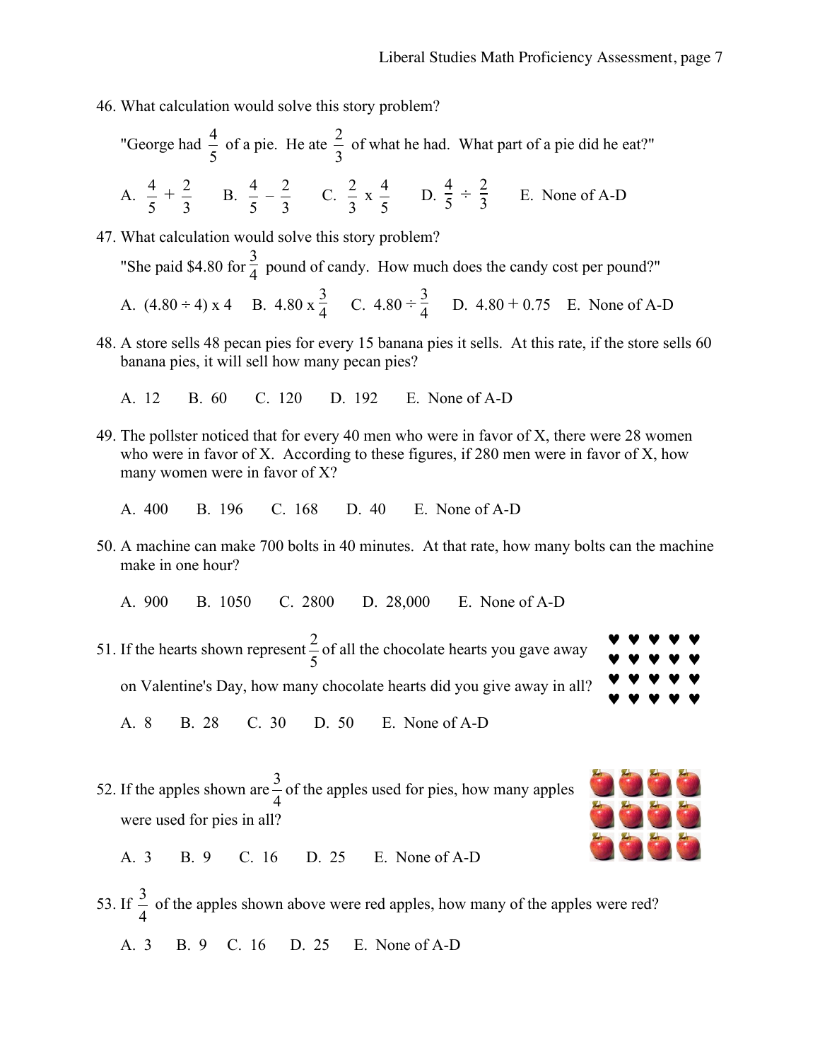46. What calculation would solve this story problem?

"George had $\frac{4}{5}$ of a pie. He ate $\frac{2}{3}$ of what he had. What part of a pie did he eat?"

A. $\frac{4}{5} + \frac{2}{3}$ B. $\frac{4}{5} - \frac{2}{3}$ C. $\frac{2}{3} \times \frac{4}{5}$ D. $\frac{4}{5} \div \frac{2}{3}$ E. None of A-D

47. What calculation would solve this story problem?

"She paid $4.80 for $\frac{3}{4}$ pound of candy. How much does the candy cost per pound?"

A. $(4.80 \div 4) \times 4$ B. $4.80 \times \frac{3}{4}$ C. $4.80 \div \frac{3}{4}$ D. $4.80 + 0.75$ E. None of A-D

48. A store sells 48 pecan pies for every 15 banana pies it sells. At this rate, if the store sells 60 banana pies, it will sell how many pecan pies?

A. 12 B. 60 C. 120 D. 192 E. None of A-D

49. The pollster noticed that for every 40 men who were in favor of X, there were 28 women who were in favor of X. According to these figures, if 280 men were in favor of X, how many women were in favor of X?

A. 400 B. 196 C. 168 D. 40 E. None of A-D

50. A machine can make 700 bolts in 40 minutes. At that rate, how many bolts can the machine make in one hour?

A. 900 B. 1050 C. 2800 D. 28,000 E. None of A-D

51. If the hearts shown represent $\frac{2}{5}$ of all the chocolate hearts you gave away on Valentine's Day, how many chocolate hearts did you give away in all?

♥ ♥ ♥ ♥ ♥
♥ ♥ ♥ ♥ ♥
♥ ♥ ♥ ♥ ♥
♥ ♥ ♥ ♥ ♥

A. 8 B. 28 C. 30 D. 50 E. None of A-D

52. If the apples shown are $\frac{3}{4}$ of the apples used for pies, how many apples were used for pies in all?

A. 3 B. 9 C. 16 D. 25 E. None of A-D

53. If $\frac{3}{4}$ of the apples shown above were red apples, how many of the apples were red?

A. 3 B. 9 C. 16 D. 25 E. None of A-D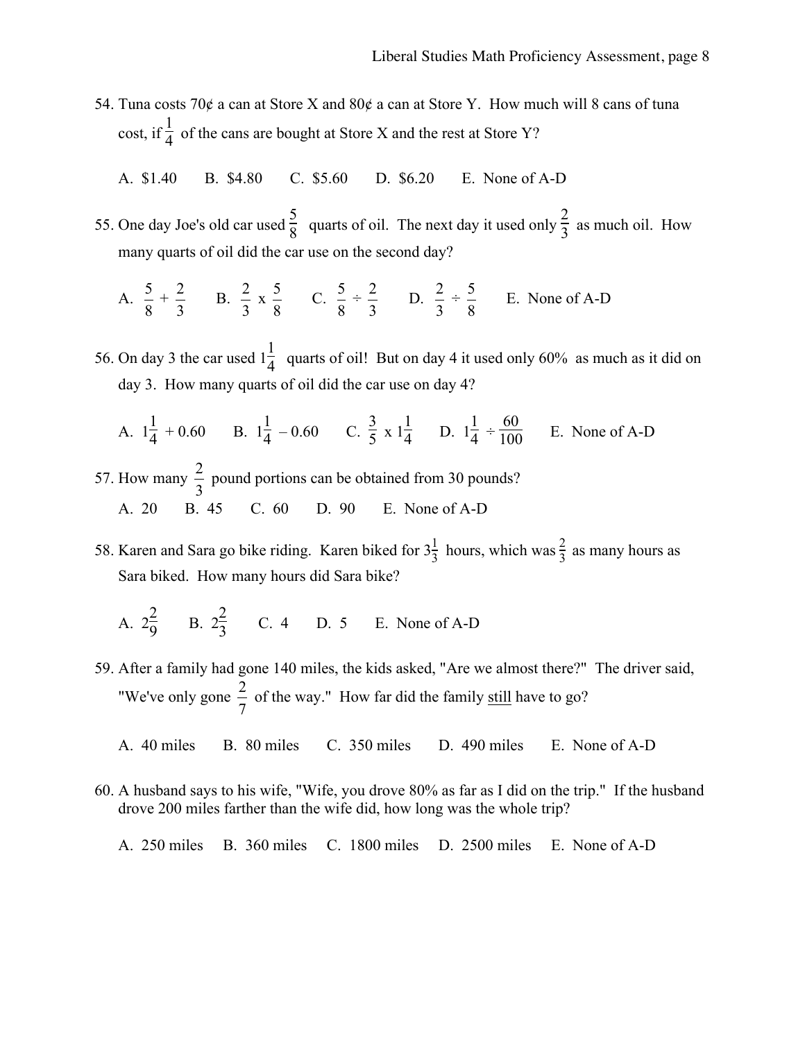54. Tuna costs 70¢ a can at Store X and 80¢ a can at Store Y. How much will 8 cans of tuna cost, if $\frac{1}{4}$ of the cans are bought at Store X and the rest at Store Y?

    A. \$1.40 B. \$4.80 C. \$5.60 D. \$6.20 E. None of A-D

55. One day Joe's old car used $\frac{5}{8}$ quarts of oil. The next day it used only $\frac{2}{3}$ as much oil. How many quarts of oil did the car use on the second day?

    A. $\frac{5}{8} + \frac{2}{3}$ B. $\frac{2}{3} \times \frac{5}{8}$ C. $\frac{5}{8} \div \frac{2}{3}$ D. $\frac{2}{3} \div \frac{5}{8}$ E. None of A-D

56. On day 3 the car used $1\frac{1}{4}$ quarts of oil! But on day 4 it used only 60% as much as it did on day 3. How many quarts of oil did the car use on day 4?

    A. $1\frac{1}{4} + 0.60$ B. $1\frac{1}{4} - 0.60$ C. $\frac{3}{5} \times 1\frac{1}{4}$ D. $1\frac{1}{4} \div \frac{60}{100}$ E. None of A-D

57. How many $\frac{2}{3}$ pound portions can be obtained from 30 pounds?

    A. 20 B. 45 C. 60 D. 90 E. None of A-D

58. Karen and Sara go bike riding. Karen biked for $3\frac{1}{3}$ hours, which was $\frac{2}{3}$ as many hours as Sara biked. How many hours did Sara bike?

    A. $2\frac{2}{9}$ B. $2\frac{2}{3}$ C. 4 D. 5 E. None of A-D

59. After a family had gone 140 miles, the kids asked, "Are we almost there?" The driver said, "We've only gone $\frac{2}{7}$ of the way." How far did the family <u>still</u> have to go?

    A. 40 miles B. 80 miles C. 350 miles D. 490 miles E. None of A-D

60. A husband says to his wife, "Wife, you drove 80% as far as I did on the trip." If the husband drove 200 miles farther than the wife did, how long was the whole trip?

    A. 250 miles B. 360 miles C. 1800 miles D. 2500 miles E. None of A-D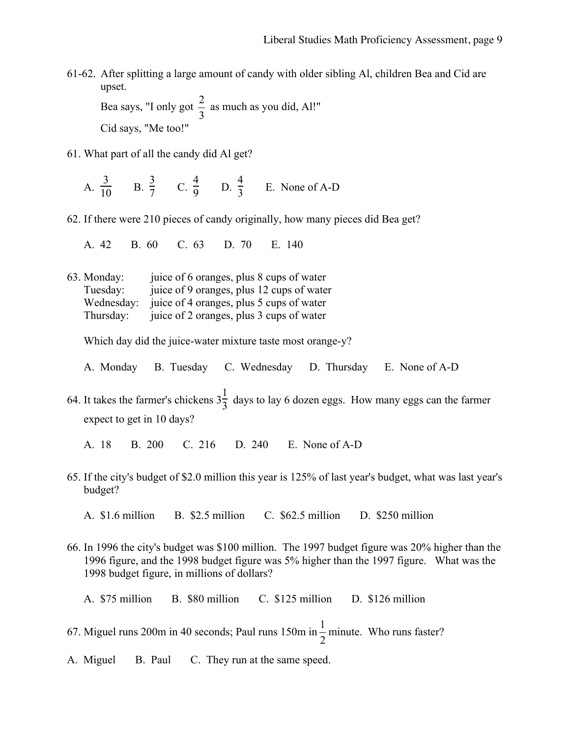61-62. After splitting a large amount of candy with older sibling Al, children Bea and Cid are upset.

Bea says, "I only got $\frac{2}{3}$ as much as you did, Al!"

Cid says, "Me too!"

61. What part of all the candy did Al get?

A. $\frac{3}{10}$ B. $\frac{3}{7}$ C. $\frac{4}{9}$ D. $\frac{4}{3}$ E. None of A-D

62. If there were 210 pieces of candy originally, how many pieces did Bea get?

A. 42 B. 60 C. 63 D. 70 E. 140

63. Monday: juice of 6 oranges, plus 8 cups of water
Tuesday: juice of 9 oranges, plus 12 cups of water
Wednesday: juice of 4 oranges, plus 5 cups of water
Thursday: juice of 2 oranges, plus 3 cups of water

Which day did the juice-water mixture taste most orange-y?

A. Monday B. Tuesday C. Wednesday D. Thursday E. None of A-D

64. It takes the farmer's chickens $3\frac{1}{3}$ days to lay 6 dozen eggs. How many eggs can the farmer expect to get in 10 days?

A. 18 B. 200 C. 216 D. 240 E. None of A-D

65. If the city's budget of \$2.0 million this year is 125% of last year's budget, what was last year's budget?

A. \$1.6 million B. \$2.5 million C. \$62.5 million D. \$250 million

66. In 1996 the city's budget was \$100 million. The 1997 budget figure was 20% higher than the 1996 figure, and the 1998 budget figure was 5% higher than the 1997 figure. What was the 1998 budget figure, in millions of dollars?

A. \$75 million B. \$80 million C. \$125 million D. \$126 million

67. Miguel runs 200m in 40 seconds; Paul runs 150m in $\frac{1}{2}$ minute. Who runs faster?

A. Miguel B. Paul C. They run at the same speed.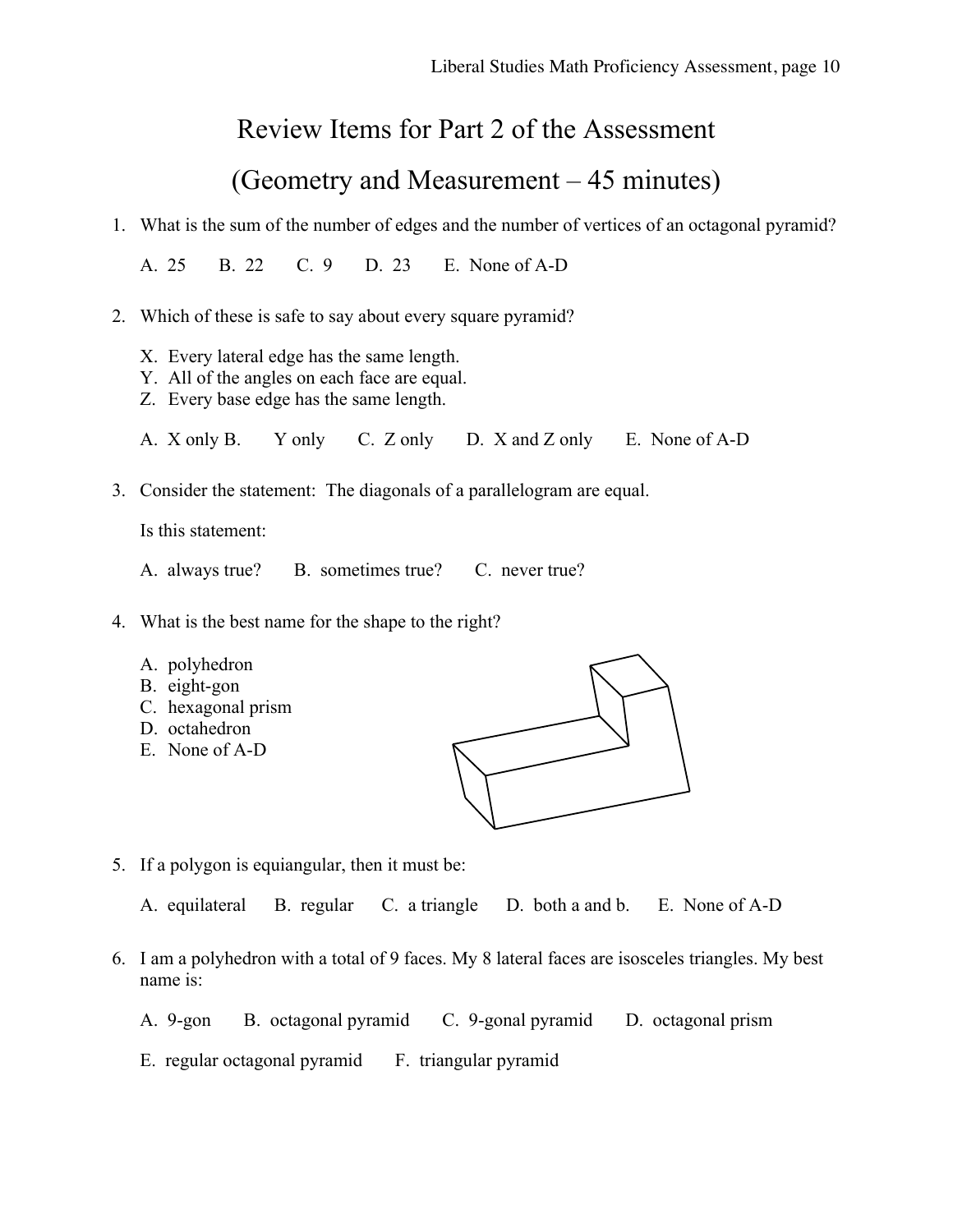# Review Items for Part 2 of the Assessment

## (Geometry and Measurement – 45 minutes)

1. What is the sum of the number of edges and the number of vertices of an octagonal pyramid?

   A. 25 B. 22 C. 9 D. 23 E. None of A-D

2. Which of these is safe to say about every square pyramid?

   X. Every lateral edge has the same length.
   Y. All of the angles on each face are equal.
   Z. Every base edge has the same length.

   A. X only B. Y only C. Z only D. X and Z only E. None of A-D

3. Consider the statement: The diagonals of a parallelogram are equal.

   Is this statement:

   A. always true? B. sometimes true? C. never true?

4. What is the best name for the shape to the right?

   A. polyhedron
   B. eight-gon
   C. hexagonal prism
   D. octahedron
   E. None of A-D

5. If a polygon is equiangular, then it must be:

   A. equilateral B. regular C. a triangle D. both a and b. E. None of A-D

6. I am a polyhedron with a total of 9 faces. My 8 lateral faces are isosceles triangles. My best name is:

   A. 9-gon B. octagonal pyramid C. 9-gonal pyramid D. octagonal prism

   E. regular octagonal pyramid F. triangular pyramid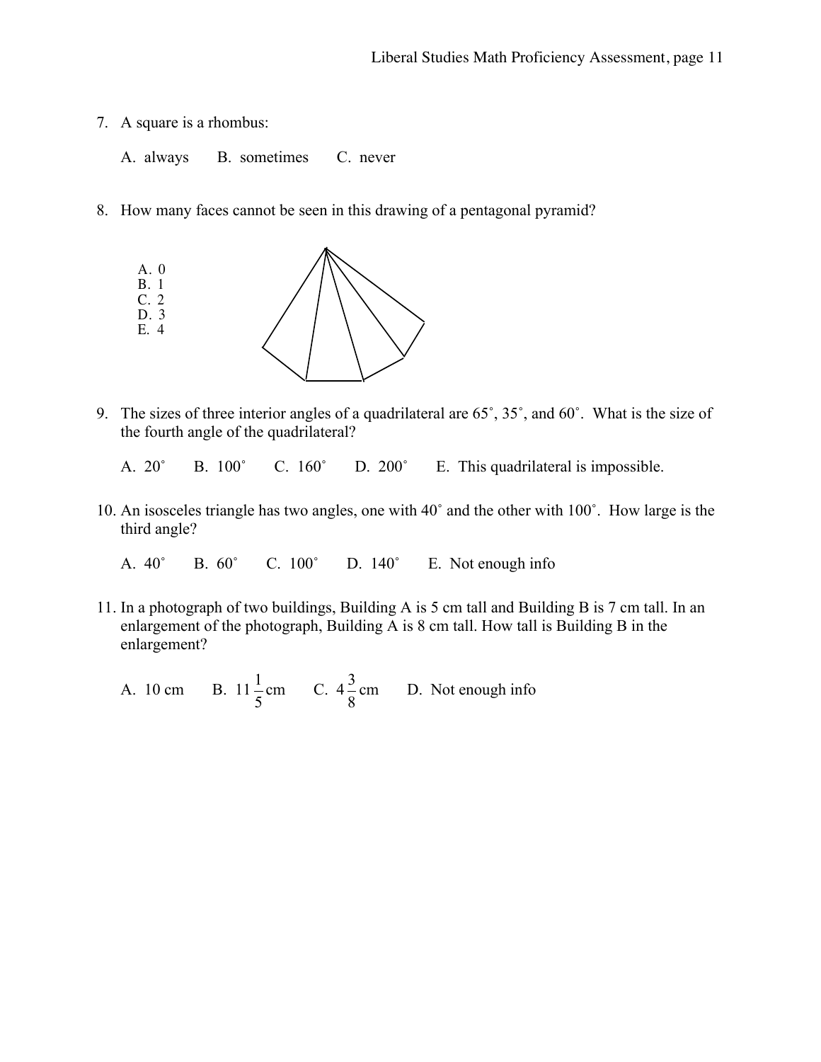7. A square is a rhombus:

   A. always  B. sometimes  C. never

8. How many faces cannot be seen in this drawing of a pentagonal pyramid?

   A. 0
   B. 1
   C. 2
   D. 3
   E. 4

9. The sizes of three interior angles of a quadrilateral are 65˚, 35˚, and 60˚. What is the size of the fourth angle of the quadrilateral?

   A. 20˚  B. 100˚  C. 160˚  D. 200˚  E. This quadrilateral is impossible.

10. An isosceles triangle has two angles, one with 40˚ and the other with 100˚. How large is the third angle?

    A. 40˚  B. 60˚  C. 100˚  D. 140˚  E. Not enough info

11. In a photograph of two buildings, Building A is 5 cm tall and Building B is 7 cm tall. In an enlargement of the photograph, Building A is 8 cm tall. How tall is Building B in the enlargement?

    A. 10 cm  B. $11\frac{1}{5}$ cm  C. $4\frac{3}{8}$ cm  D. Not enough info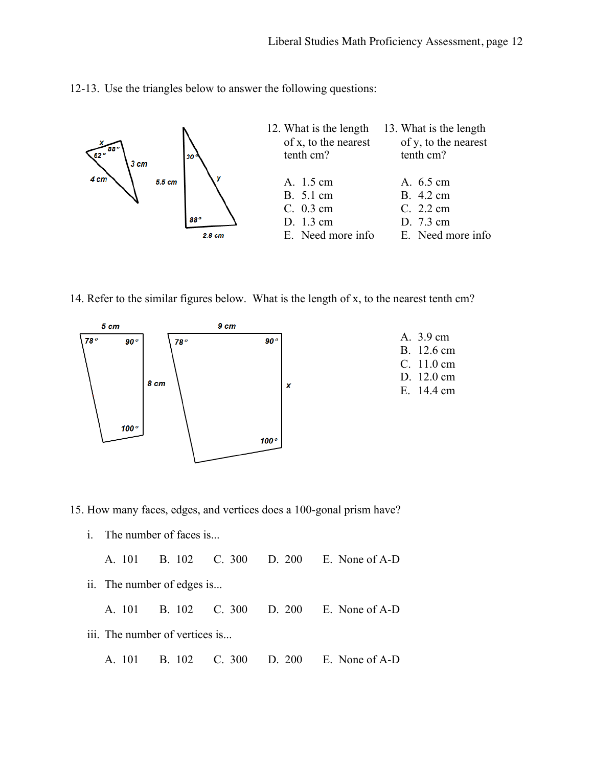12-13. Use the triangles below to answer the following questions:

12. What is the length of x, to the nearest tenth cm?

A. 1.5 cm
B. 5.1 cm
C. 0.3 cm
D. 1.3 cm
E. Need more info

13. What is the length of y, to the nearest tenth cm?

A. 6.5 cm
B. 4.2 cm
C. 2.2 cm
D. 7.3 cm
E. Need more info

14. Refer to the similar figures below. What is the length of x, to the nearest tenth cm?

A. 3.9 cm
B. 12.6 cm
C. 11.0 cm
D. 12.0 cm
E. 14.4 cm

15. How many faces, edges, and vertices does a 100-gonal prism have?

i. The number of faces is...

A. 101 B. 102 C. 300 D. 200 E. None of A-D

ii. The number of edges is...

A. 101 B. 102 C. 300 D. 200 E. None of A-D

iii. The number of vertices is...

A. 101 B. 102 C. 300 D. 200 E. None of A-D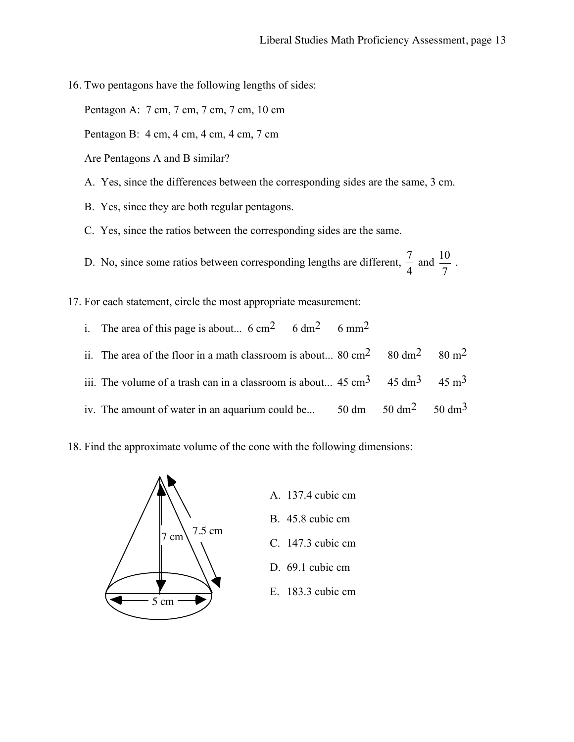16. Two pentagons have the following lengths of sides:

    Pentagon A: 7 cm, 7 cm, 7 cm, 7 cm, 10 cm

    Pentagon B: 4 cm, 4 cm, 4 cm, 4 cm, 7 cm

    Are Pentagons A and B similar?

    A. Yes, since the differences between the corresponding sides are the same, 3 cm.

    B. Yes, since they are both regular pentagons.

    C. Yes, since the ratios between the corresponding sides are the same.

    D. No, since some ratios between corresponding lengths are different, $\frac{7}{4}$ and $\frac{10}{7}$ .

17. For each statement, circle the most appropriate measurement:

    i. The area of this page is about... $6 \text{ cm}^2$ $6 \text{ dm}^2$ $6 \text{ mm}^2$

    ii. The area of the floor in a math classroom is about... $80 \text{ cm}^2$ $80 \text{ dm}^2$ $80 \text{ m}^2$

    iii. The volume of a trash can in a classroom is about... $45 \text{ cm}^3$ $45 \text{ dm}^3$ $45 \text{ m}^3$

    iv. The amount of water in an aquarium could be... 50 dm $50 \text{ dm}^2$ $50 \text{ dm}^3$

18. Find the approximate volume of the cone with the following dimensions:

    (Cone diagram labels: 7 cm, 7.5 cm, 5 cm)

    A. 137.4 cubic cm

    B. 45.8 cubic cm

    C. 147.3 cubic cm

    D. 69.1 cubic cm

    E. 183.3 cubic cm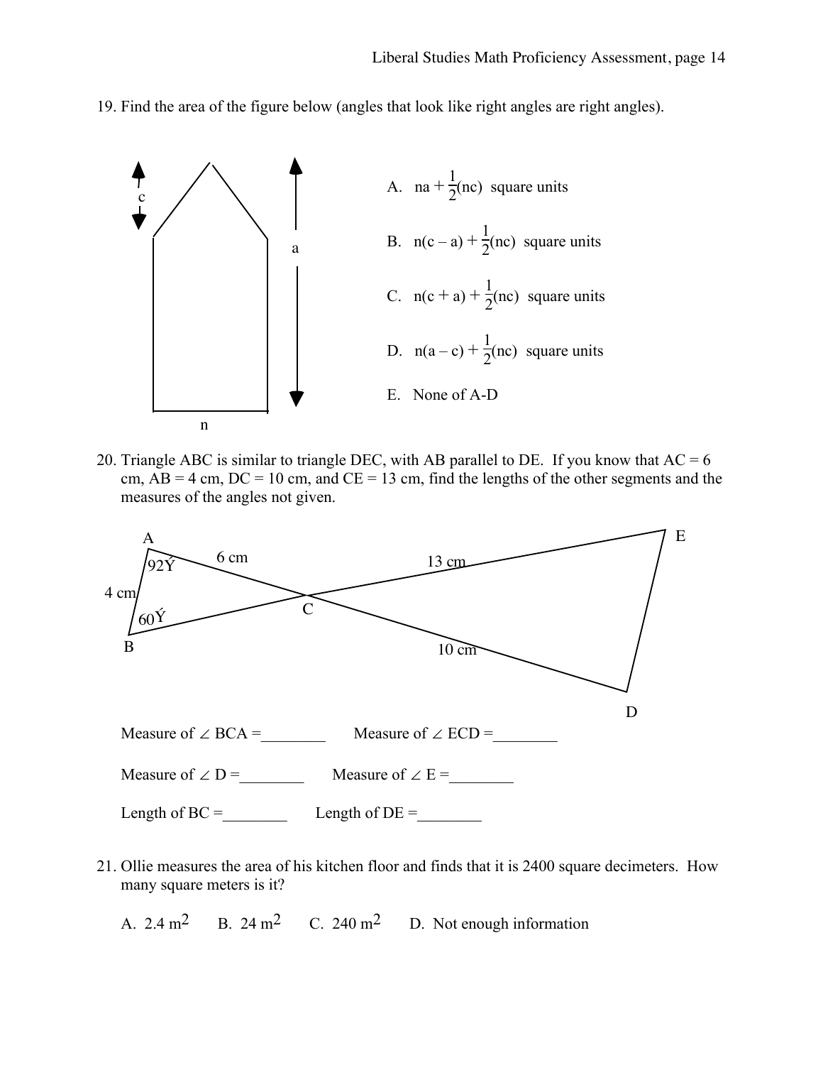19. Find the area of the figure below (angles that look like right angles are right angles).

A. $na + \frac{1}{2}(nc)$ square units

B. $n(c - a) + \frac{1}{2}(nc)$ square units

C. $n(c + a) + \frac{1}{2}(nc)$ square units

D. $n(a - c) + \frac{1}{2}(nc)$ square units

E. None of A-D

20. Triangle ABC is similar to triangle DEC, with AB parallel to DE. If you know that AC = 6 cm, AB = 4 cm, DC = 10 cm, and CE = 13 cm, find the lengths of the other segments and the measures of the angles not given.

Measure of ∠ BCA =________ Measure of ∠ ECD =________

Measure of ∠ D =________ Measure of ∠ E =________

Length of BC =________ Length of DE =________

21. Ollie measures the area of his kitchen floor and finds that it is 2400 square decimeters. How many square meters is it?

A. 2.4 $m^2$ B. 24 $m^2$ C. 240 $m^2$ D. Not enough information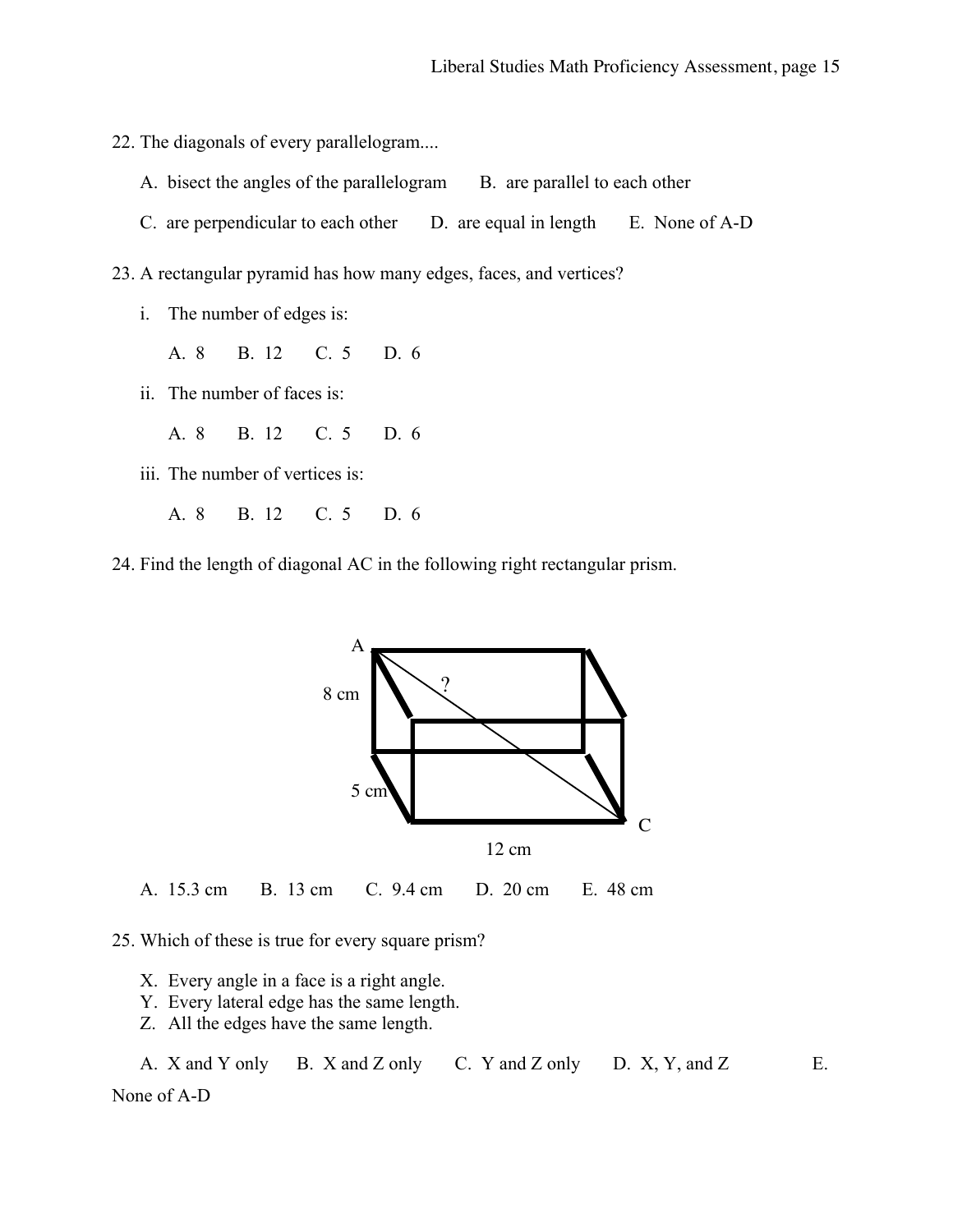22. The diagonals of every parallelogram....

   A. bisect the angles of the parallelogram  B. are parallel to each other

   C. are perpendicular to each other  D. are equal in length  E. None of A-D

23. A rectangular pyramid has how many edges, faces, and vertices?

   i. The number of edges is:

      A. 8  B. 12  C. 5  D. 6

   ii. The number of faces is:

      A. 8  B. 12  C. 5  D. 6

   iii. The number of vertices is:

      A. 8  B. 12  C. 5  D. 6

24. Find the length of diagonal AC in the following right rectangular prism.

A

8 cm

?

5 cm

C

12 cm

   A. 15.3 cm  B. 13 cm  C. 9.4 cm  D. 20 cm  E. 48 cm

25. Which of these is true for every square prism?

   X. Every angle in a face is a right angle.
   Y. Every lateral edge has the same length.
   Z. All the edges have the same length.

   A. X and Y only  B. X and Z only  C. Y and Z only  D. X, Y, and Z  E. None of A-D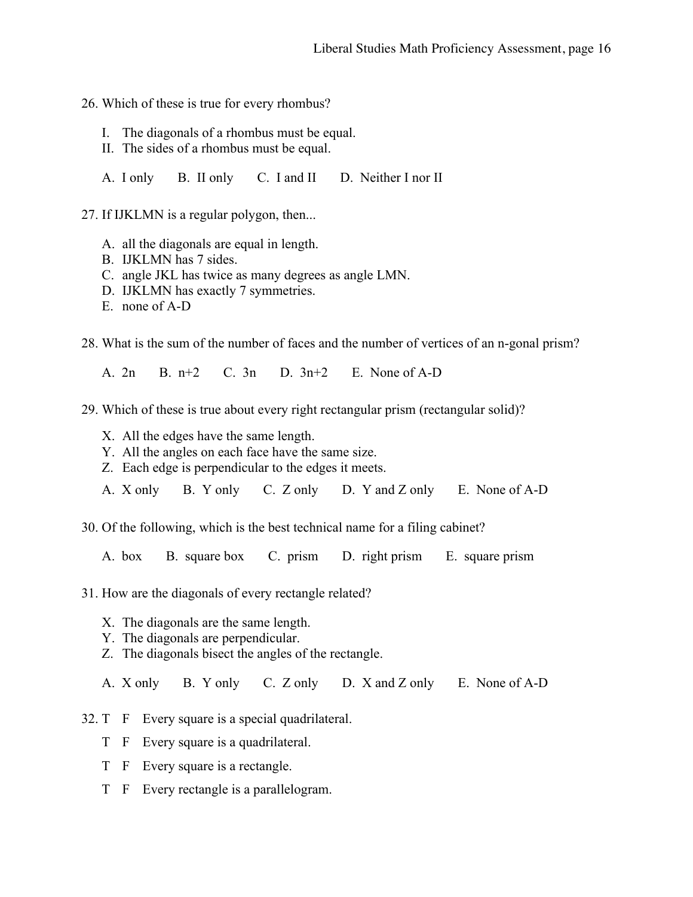26. Which of these is true for every rhombus?

    I. The diagonals of a rhombus must be equal.
    II. The sides of a rhombus must be equal.

    A. I only B. II only C. I and II D. Neither I nor II

27. If IJKLMN is a regular polygon, then...

    A. all the diagonals are equal in length.
    B. IJKLMN has 7 sides.
    C. angle JKL has twice as many degrees as angle LMN.
    D. IJKLMN has exactly 7 symmetries.
    E. none of A-D

28. What is the sum of the number of faces and the number of vertices of an n-gonal prism?

    A. $2n$ B. $n+2$ C. $3n$ D. $3n+2$ E. None of A-D

29. Which of these is true about every right rectangular prism (rectangular solid)?

    X. All the edges have the same length.
    Y. All the angles on each face have the same size.
    Z. Each edge is perpendicular to the edges it meets.

    A. X only B. Y only C. Z only D. Y and Z only E. None of A-D

30. Of the following, which is the best technical name for a filing cabinet?

    A. box B. square box C. prism D. right prism E. square prism

31. How are the diagonals of every rectangle related?

    X. The diagonals are the same length.
    Y. The diagonals are perpendicular.
    Z. The diagonals bisect the angles of the rectangle.

    A. X only B. Y only C. Z only D. X and Z only E. None of A-D

32. T F Every square is a special quadrilateral.

    T F Every square is a quadrilateral.

    T F Every square is a rectangle.

    T F Every rectangle is a parallelogram.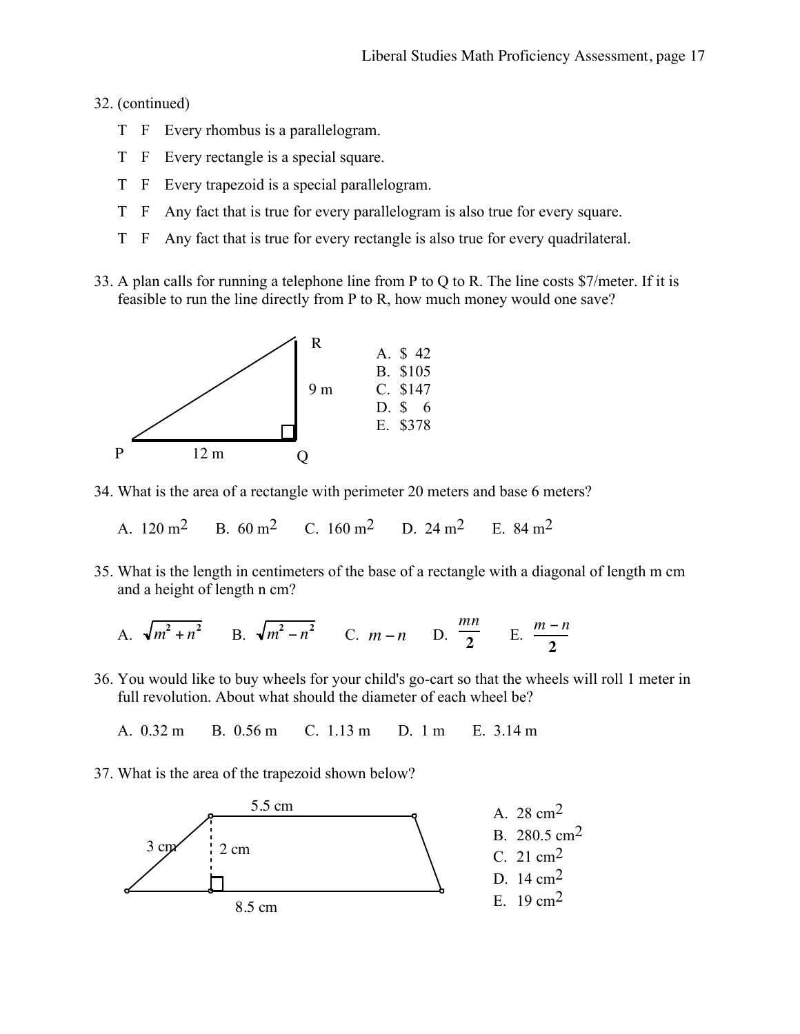32. (continued)

T F Every rhombus is a parallelogram.

T F Every rectangle is a special square.

T F Every trapezoid is a special parallelogram.

T F Any fact that is true for every parallelogram is also true for every square.

T F Any fact that is true for every rectangle is also true for every quadrilateral.

33. A plan calls for running a telephone line from P to Q to R. The line costs \$7/meter. If it is feasible to run the line directly from P to R, how much money would one save?

R

9 m

P 12 m Q

A. \$ 42
B. \$105
C. \$147
D. \$ 6
E. \$378

34. What is the area of a rectangle with perimeter 20 meters and base 6 meters?

A. 120 $m^2$ B. 60 $m^2$ C. 160 $m^2$ D. 24 $m^2$ E. 84 $m^2$

35. What is the length in centimeters of the base of a rectangle with a diagonal of length m cm and a height of length n cm?

A. $\sqrt{m^2 + n^2}$ B. $\sqrt{m^2 - n^2}$ C. $m - n$ D. $\frac{mn}{2}$ E. $\frac{m-n}{2}$

36. You would like to buy wheels for your child's go-cart so that the wheels will roll 1 meter in full revolution. About what should the diameter of each wheel be?

A. 0.32 m B. 0.56 m C. 1.13 m D. 1 m E. 3.14 m

37. What is the area of the trapezoid shown below?

5.5 cm

3 cm 2 cm

8.5 cm

A. 28 $cm^2$
B. 280.5 $cm^2$
C. 21 $cm^2$
D. 14 $cm^2$
E. 19 $cm^2$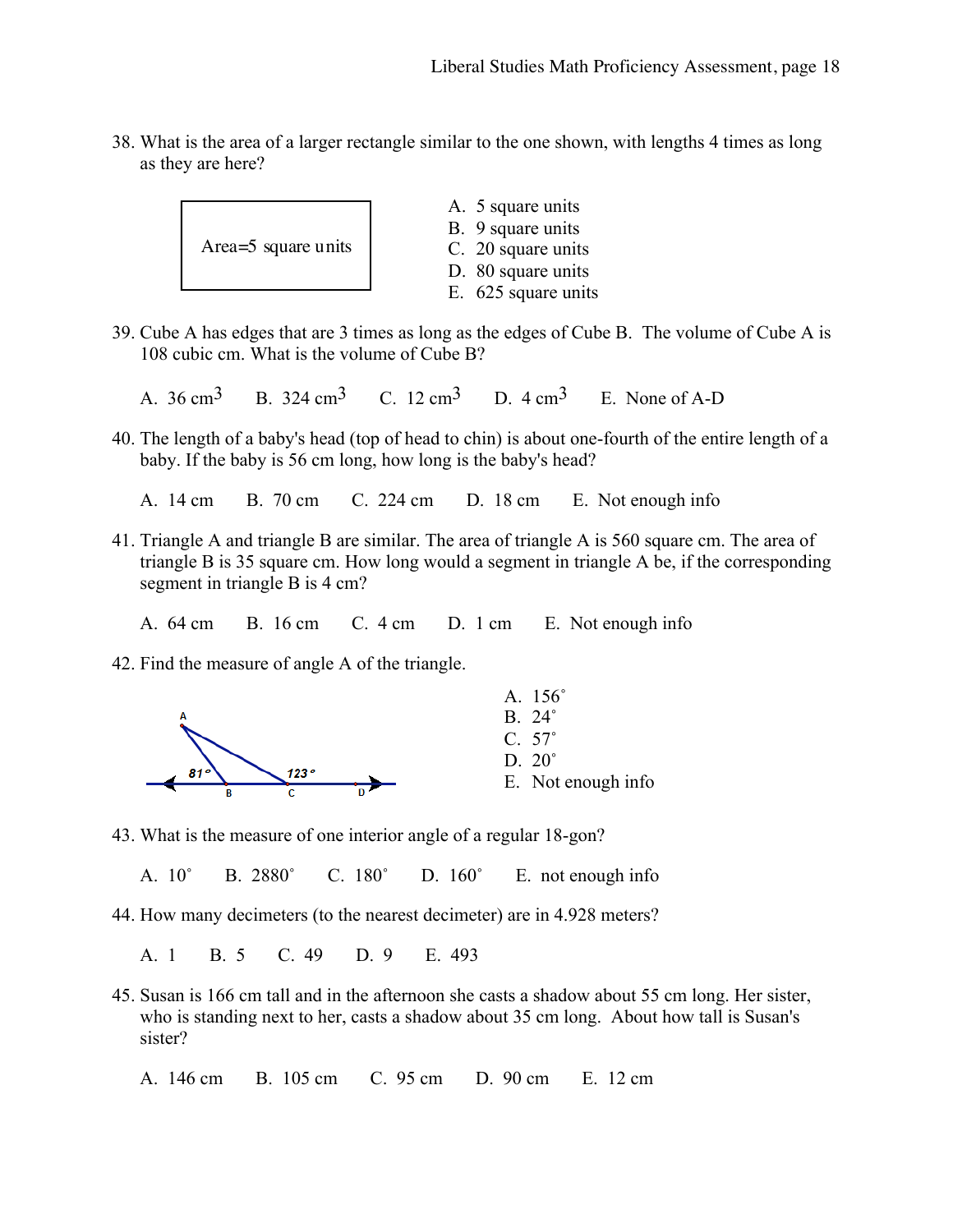38. What is the area of a larger rectangle similar to the one shown, with lengths 4 times as long as they are here?

Area=5 square units

A. 5 square units
B. 9 square units
C. 20 square units
D. 80 square units
E. 625 square units

39. Cube A has edges that are 3 times as long as the edges of Cube B. The volume of Cube A is 108 cubic cm. What is the volume of Cube B?

A. 36 $cm^3$ B. 324 $cm^3$ C. 12 $cm^3$ D. 4 $cm^3$ E. None of A-D

40. The length of a baby's head (top of head to chin) is about one-fourth of the entire length of a baby. If the baby is 56 cm long, how long is the baby's head?

A. 14 cm B. 70 cm C. 224 cm D. 18 cm E. Not enough info

41. Triangle A and triangle B are similar. The area of triangle A is 560 square cm. The area of triangle B is 35 square cm. How long would a segment in triangle A be, if the corresponding segment in triangle B is 4 cm?

A. 64 cm B. 16 cm C. 4 cm D. 1 cm E. Not enough info

42. Find the measure of angle A of the triangle.

A, B, C, D; 81°, 123°

A. 156˚
B. 24˚
C. 57˚
D. 20˚
E. Not enough info

43. What is the measure of one interior angle of a regular 18-gon?

A. 10˚ B. 2880˚ C. 180˚ D. 160˚ E. not enough info

44. How many decimeters (to the nearest decimeter) are in 4.928 meters?

A. 1 B. 5 C. 49 D. 9 E. 493

45. Susan is 166 cm tall and in the afternoon she casts a shadow about 55 cm long. Her sister, who is standing next to her, casts a shadow about 35 cm long. About how tall is Susan's sister?

A. 146 cm B. 105 cm C. 95 cm D. 90 cm E. 12 cm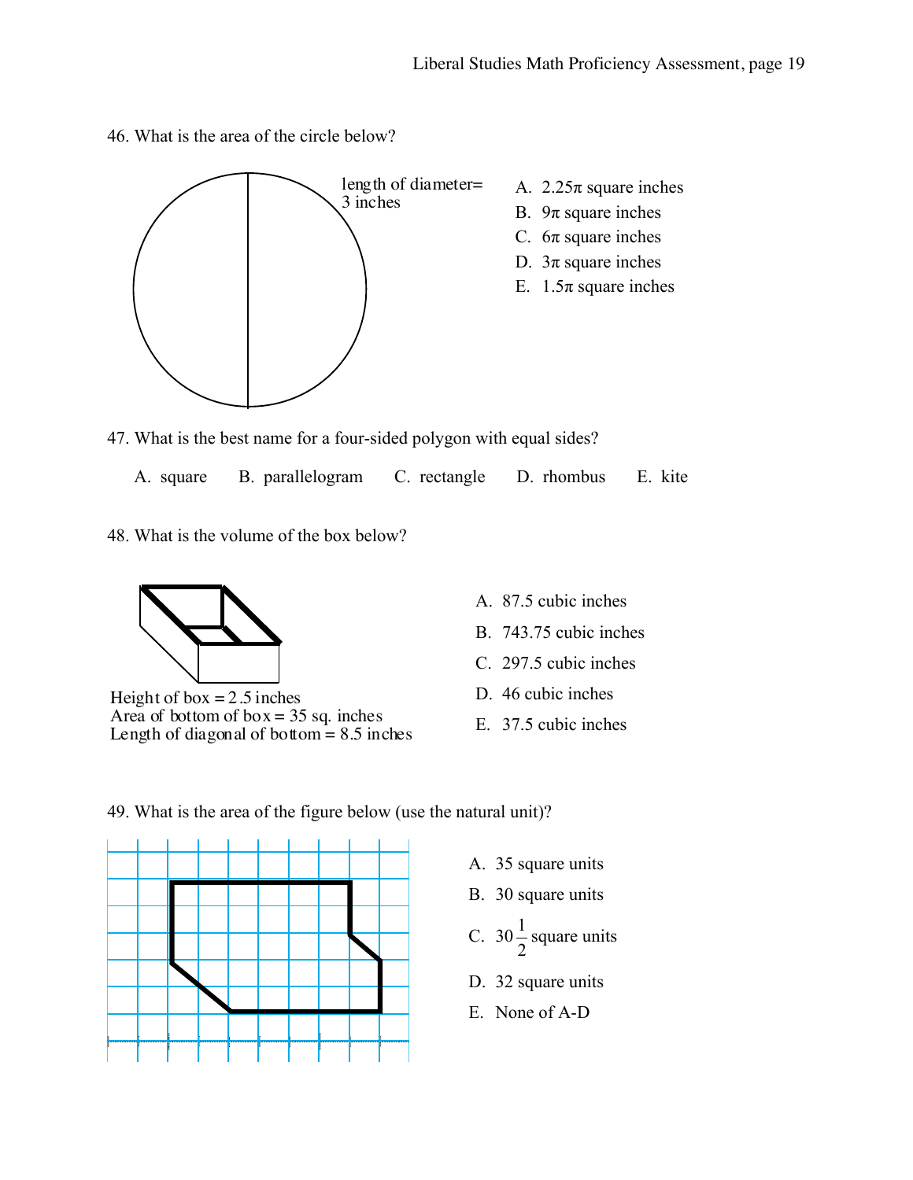46. What is the area of the circle below?

length of diameter= 3 inches

A. $2.25\pi$ square inches
B. $9\pi$ square inches
C. $6\pi$ square inches
D. $3\pi$ square inches
E. $1.5\pi$ square inches

47. What is the best name for a four-sided polygon with equal sides?

A. square  B. parallelogram  C. rectangle  D. rhombus  E. kite

48. What is the volume of the box below?

Height of box = 2.5 inches
Area of bottom of box = 35 sq. inches
Length of diagonal of bottom = 8.5 inches

A. 87.5 cubic inches
B. 743.75 cubic inches
C. 297.5 cubic inches
D. 46 cubic inches
E. 37.5 cubic inches

49. What is the area of the figure below (use the natural unit)?

A. 35 square units
B. 30 square units
C. $30\frac{1}{2}$ square units
D. 32 square units
E. None of A-D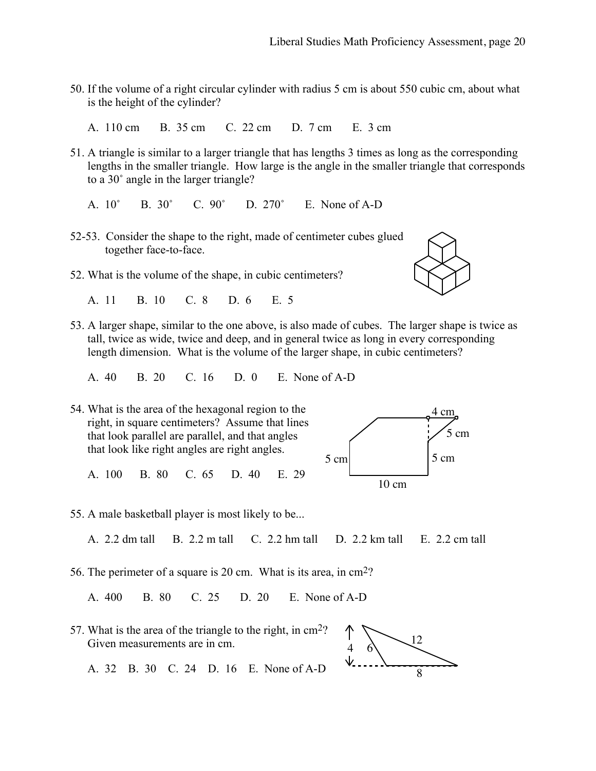50. If the volume of a right circular cylinder with radius 5 cm is about 550 cubic cm, about what is the height of the cylinder?

   A. 110 cm  B. 35 cm  C. 22 cm  D. 7 cm  E. 3 cm

51. A triangle is similar to a larger triangle that has lengths 3 times as long as the corresponding lengths in the smaller triangle. How large is the angle in the smaller triangle that corresponds to a 30˚ angle in the larger triangle?

   A. 10˚  B. 30˚  C. 90˚  D. 270˚  E. None of A-D

52-53. Consider the shape to the right, made of centimeter cubes glued together face-to-face.

52. What is the volume of the shape, in cubic centimeters?

   A. 11  B. 10  C. 8  D. 6  E. 5

53. A larger shape, similar to the one above, is also made of cubes. The larger shape is twice as tall, twice as wide, twice and deep, and in general twice as long in every corresponding length dimension. What is the volume of the larger shape, in cubic centimeters?

   A. 40  B. 20  C. 16  D. 0  E. None of A-D

54. What is the area of the hexagonal region to the right, in square centimeters? Assume that lines that look parallel are parallel, and that angles that look like right angles are right angles.

   A. 100  B. 80  C. 65  D. 40  E. 29

55. A male basketball player is most likely to be...

   A. 2.2 dm tall  B. 2.2 m tall  C. 2.2 hm tall  D. 2.2 km tall  E. 2.2 cm tall

56. The perimeter of a square is 20 cm. What is its area, in $cm^2$?

   A. 400  B. 80  C. 25  D. 20  E. None of A-D

57. What is the area of the triangle to the right, in $cm^2$? Given measurements are in cm.

   A. 32  B. 30  C. 24  D. 16  E. None of A-D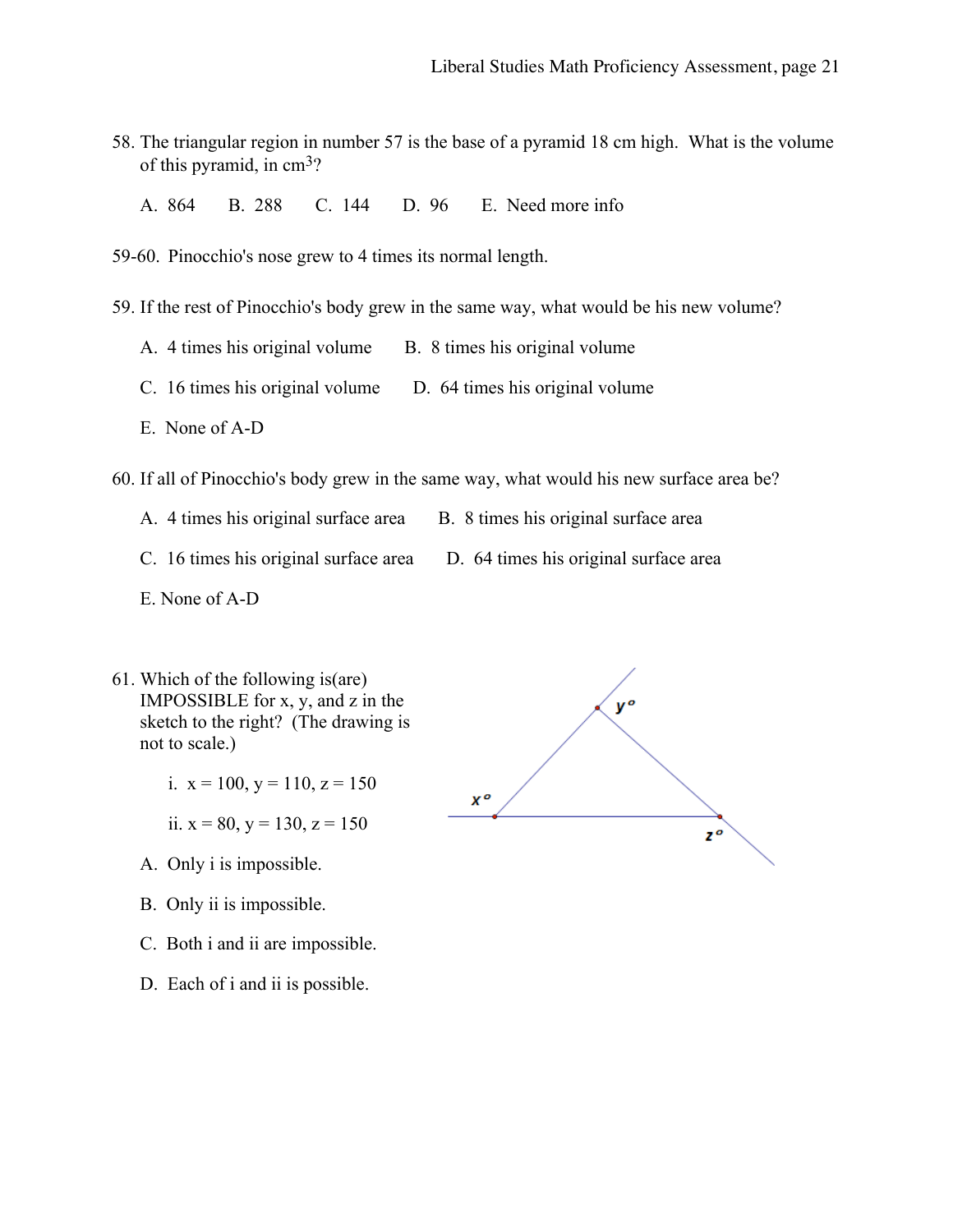58. The triangular region in number 57 is the base of a pyramid 18 cm high. What is the volume of this pyramid, in $cm^3$?

    A. 864  B. 288  C. 144  D. 96  E. Need more info

59-60. Pinocchio's nose grew to 4 times its normal length.

59. If the rest of Pinocchio's body grew in the same way, what would be his new volume?

    A. 4 times his original volume  B. 8 times his original volume

    C. 16 times his original volume  D. 64 times his original volume

    E. None of A-D

60. If all of Pinocchio's body grew in the same way, what would his new surface area be?

    A. 4 times his original surface area  B. 8 times his original surface area

    C. 16 times his original surface area  D. 64 times his original surface area

    E. None of A-D

61. Which of the following is(are) IMPOSSIBLE for x, y, and z in the sketch to the right? (The drawing is not to scale.)

    i. x = 100, y = 110, z = 150

    ii. x = 80, y = 130, z = 150

    A. Only i is impossible.

    B. Only ii is impossible.

    C. Both i and ii are impossible.

    D. Each of i and ii is possible.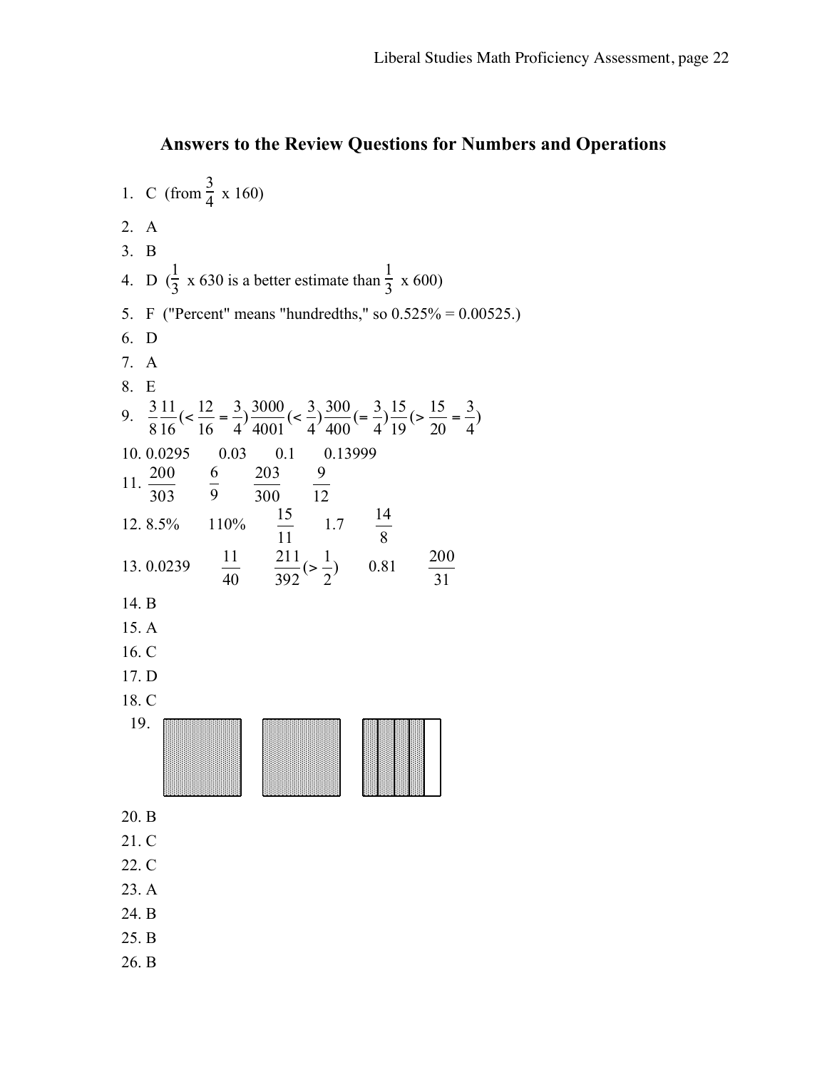## Answers to the Review Questions for Numbers and Operations

1. C (from $\frac{3}{4}$ x 160)
2. A
3. B
4. D ($\frac{1}{3}$ x 630 is a better estimate than $\frac{1}{3}$ x 600)
5. F ("Percent" means "hundredths," so 0.525% = 0.00525.)
6. D
7. A
8. E
9. $\frac{3}{8}$ $\frac{11}{16}$ $(< \frac{12}{16} = \frac{3}{4})$ $\frac{3000}{4001}$ $(< \frac{3}{4})$ $\frac{300}{400}$ $(= \frac{3}{4})$ $\frac{15}{19}$ $(> \frac{15}{20} = \frac{3}{4})$
10. 0.0295   0.03   0.1   0.13999
11. $\frac{200}{303}$   $\frac{6}{9}$   $\frac{203}{300}$   $\frac{9}{12}$
12. 8.5%   110%   $\frac{15}{11}$   1.7   $\frac{14}{8}$
13. 0.0239   $\frac{11}{40}$   $\frac{211}{392}$ $(> \frac{1}{2})$   0.81   $\frac{200}{31}$
14. B
15. A
16. C
17. D
18. C
19. 
20. B
21. C
22. C
23. A
24. B
25. B
26. B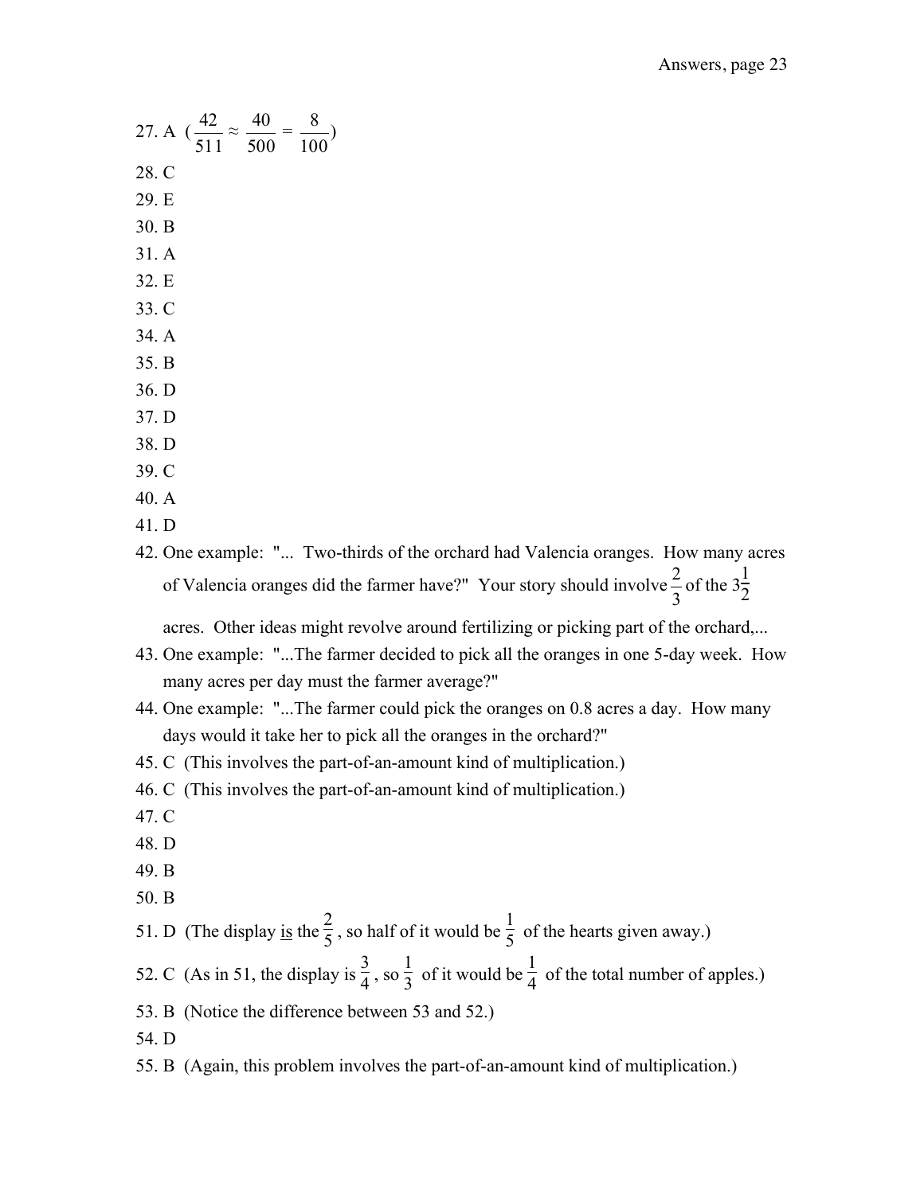27. A ($\frac{42}{511} \approx \frac{40}{500} = \frac{8}{100}$)
28. C
29. E
30. B
31. A
32. E
33. C
34. A
35. B
36. D
37. D
38. D
39. C
40. A
41. D
42. One example: "... Two-thirds of the orchard had Valencia oranges. How many acres of Valencia oranges did the farmer have?" Your story should involve $\frac{2}{3}$ of the $3\frac{1}{2}$ acres. Other ideas might revolve around fertilizing or picking part of the orchard,...
43. One example: "...The farmer decided to pick all the oranges in one 5-day week. How many acres per day must the farmer average?"
44. One example: "...The farmer could pick the oranges on 0.8 acres a day. How many days would it take her to pick all the oranges in the orchard?"
45. C (This involves the part-of-an-amount kind of multiplication.)
46. C (This involves the part-of-an-amount kind of multiplication.)
47. C
48. D
49. B
50. B
51. D (The display <u>is</u> the $\frac{2}{5}$, so half of it would be $\frac{1}{5}$ of the hearts given away.)
52. C (As in 51, the display is $\frac{3}{4}$, so $\frac{1}{3}$ of it would be $\frac{1}{4}$ of the total number of apples.)
53. B (Notice the difference between 53 and 52.)
54. D
55. B (Again, this problem involves the part-of-an-amount kind of multiplication.)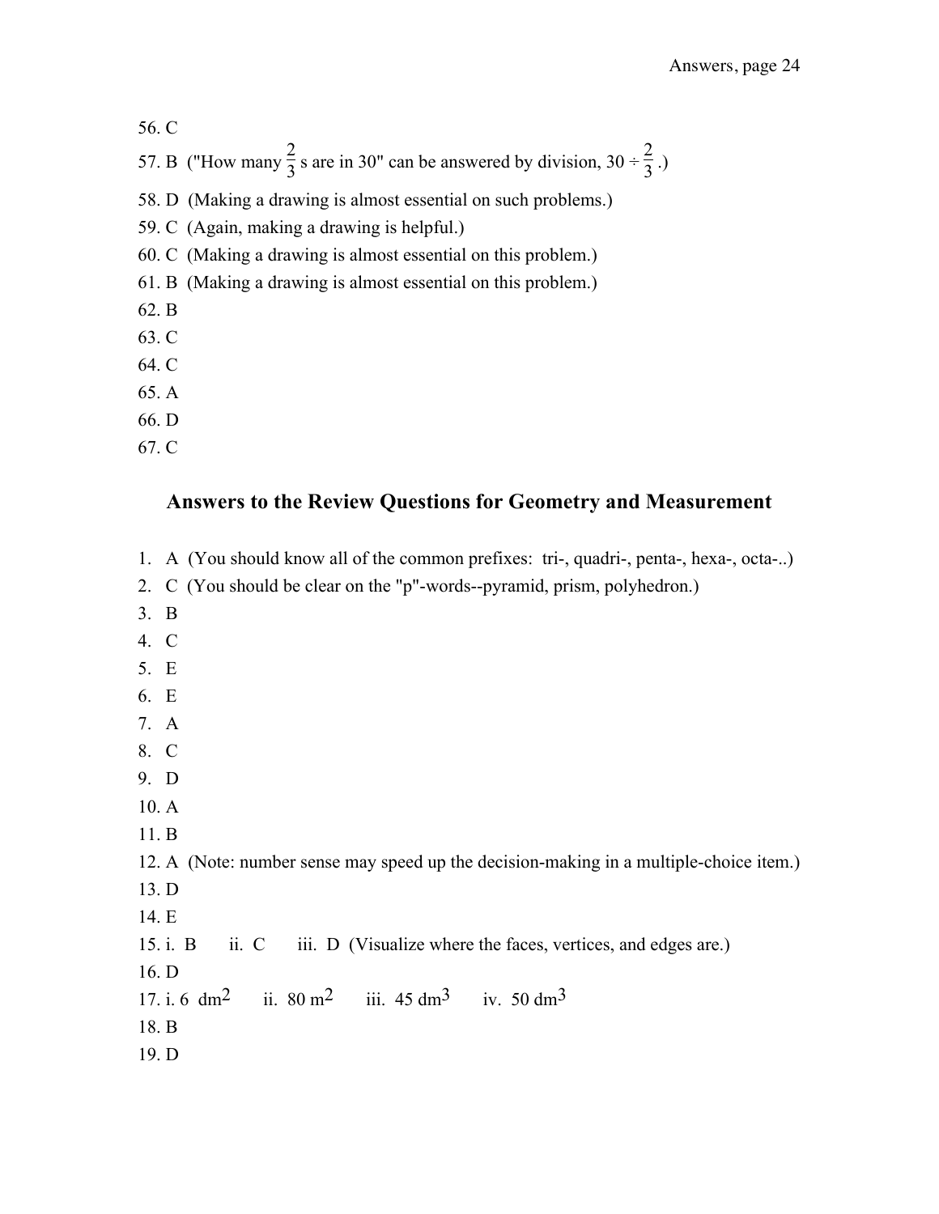56. C

57. B ("How many $\frac{2}{3}$ s are in 30" can be answered by division, $30 \div \frac{2}{3}$.)

58. D (Making a drawing is almost essential on such problems.)

59. C (Again, making a drawing is helpful.)

60. C (Making a drawing is almost essential on this problem.)

61. B (Making a drawing is almost essential on this problem.)

62. B

63. C

64. C

65. A

66. D

67. C

## Answers to the Review Questions for Geometry and Measurement

1. A (You should know all of the common prefixes: tri-, quadri-, penta-, hexa-, octa-..)
2. C (You should be clear on the "p"-words--pyramid, prism, polyhedron.)
3. B
4. C
5. E
6. E
7. A
8. C
9. D
10. A
11. B
12. A (Note: number sense may speed up the decision-making in a multiple-choice item.)
13. D
14. E
15. i. B ii. C iii. D (Visualize where the faces, vertices, and edges are.)
16. D
17. i. 6 $dm^2$ ii. 80 $m^2$ iii. 45 $dm^3$ iv. 50 $dm^3$
18. B
19. D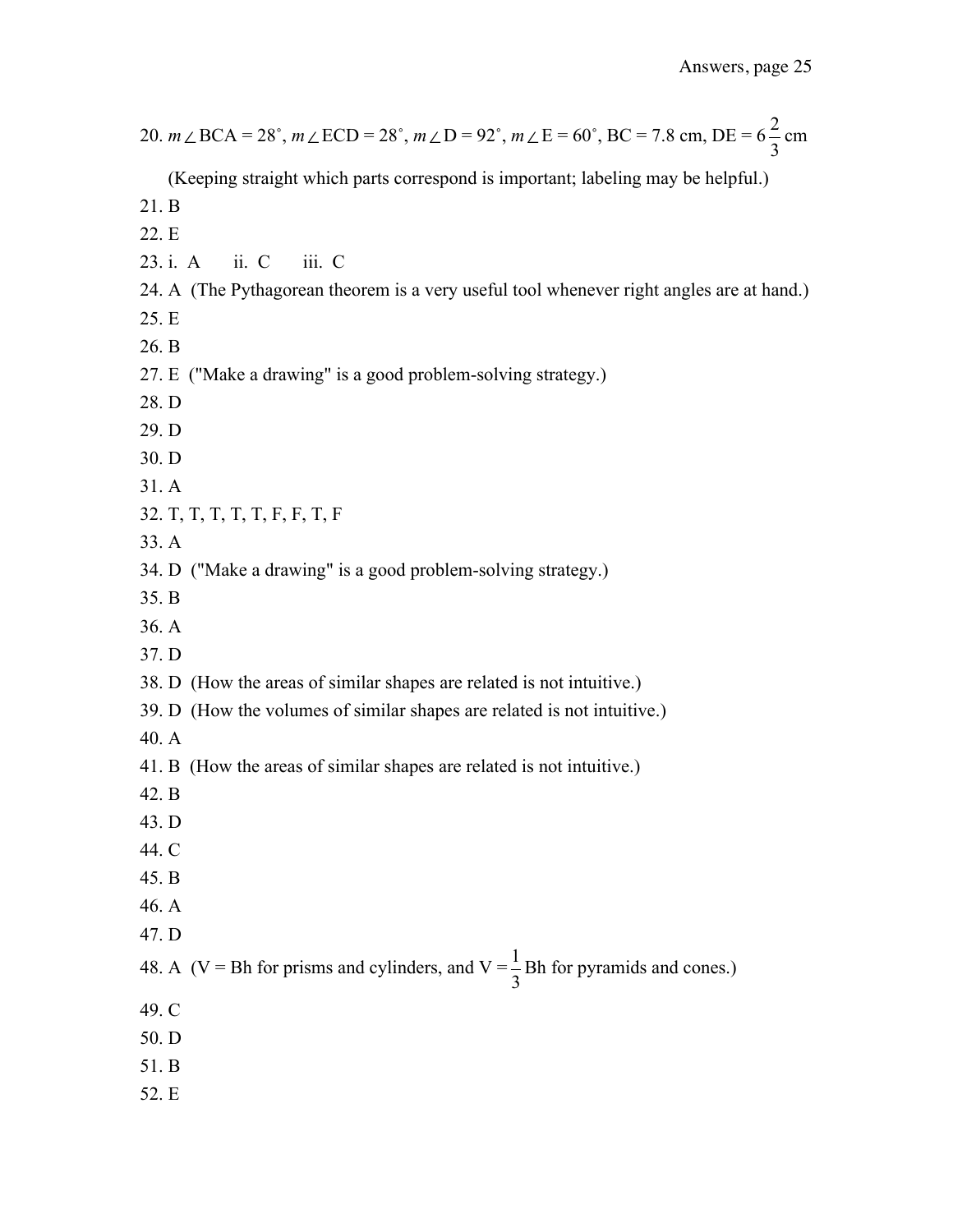20. $m\angle BCA = 28^\circ$, $m\angle ECD = 28^\circ$, $m\angle D = 92^\circ$, $m\angle E = 60^\circ$, BC = 7.8 cm, DE = $6\frac{2}{3}$ cm

(Keeping straight which parts correspond is important; labeling may be helpful.)

21. B

22. E

23. i. A   ii. C   iii. C

24. A (The Pythagorean theorem is a very useful tool whenever right angles are at hand.)

25. E

26. B

27. E ("Make a drawing" is a good problem-solving strategy.)

28. D

29. D

30. D

31. A

32. T, T, T, T, T, F, F, T, F

33. A

34. D ("Make a drawing" is a good problem-solving strategy.)

35. B

36. A

37. D

38. D (How the areas of similar shapes are related is not intuitive.)

39. D (How the volumes of similar shapes are related is not intuitive.)

40. A

41. B (How the areas of similar shapes are related is not intuitive.)

42. B

43. D

44. C

45. B

46. A

47. D

48. A ($V = Bh$ for prisms and cylinders, and $V = \frac{1}{3}Bh$ for pyramids and cones.)

49. C

50. D

51. B

52. E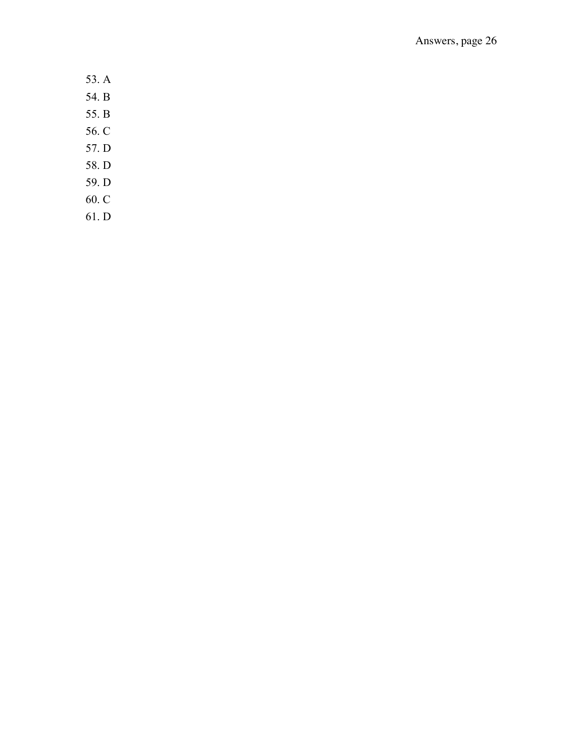53. A
54. B
55. B
56. C
57. D
58. D
59. D
60. C
61. D